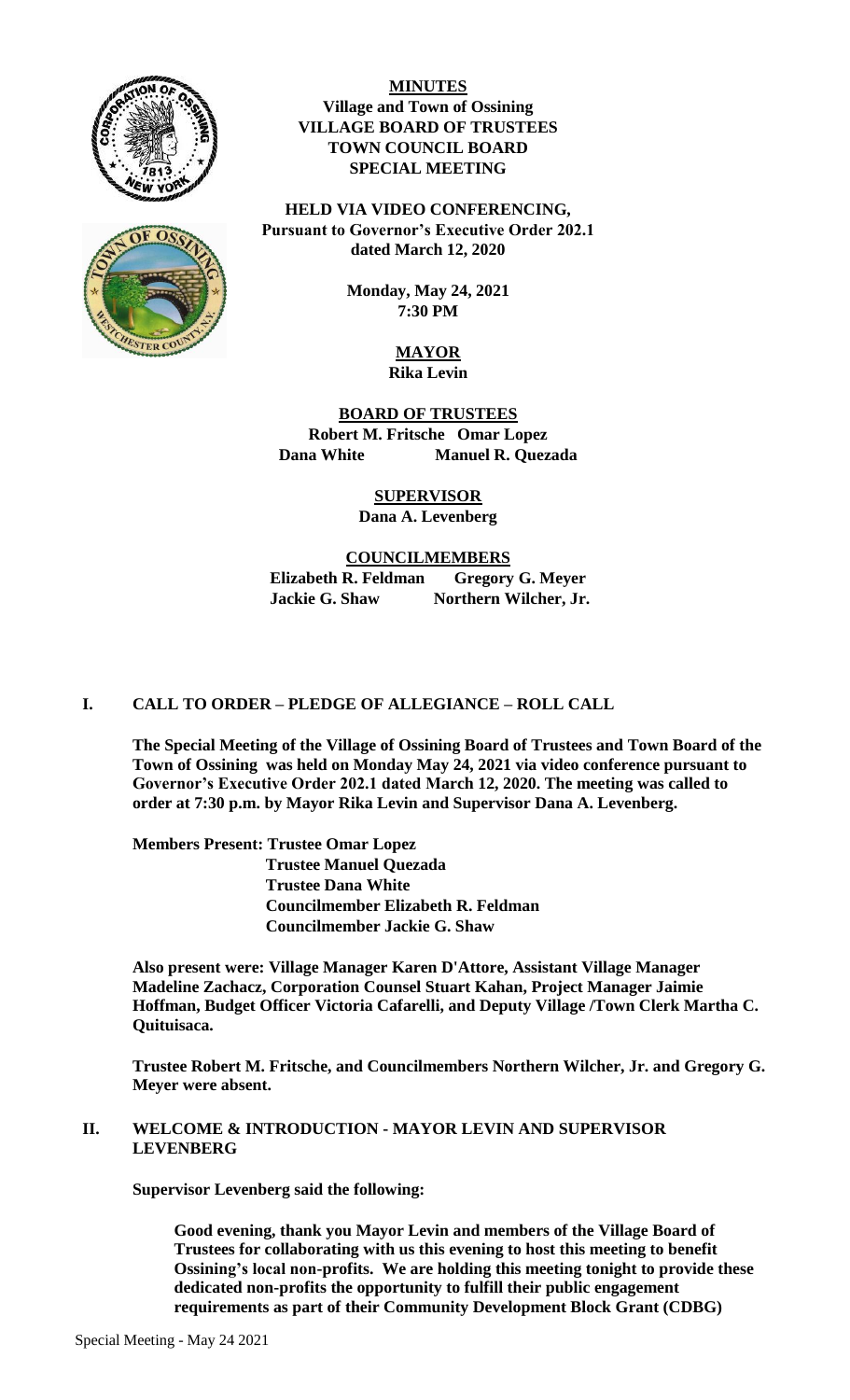**MINUTES**
**Village and Town of Ossining**
**VILLAGE BOARD OF TRUSTEES**
**TOWN COUNCIL BOARD**
**SPECIAL MEETING**

**HELD VIA VIDEO CONFERENCING,**
**Pursuant to Governor's Executive Order 202.1**
**dated March 12, 2020**

**Monday, May 24, 2021**
**7:30 PM**

**MAYOR**
**Rika Levin**

**BOARD OF TRUSTEES**
**Robert M. Fritsche Omar Lopez**
**Dana White Manuel R. Quezada**

**SUPERVISOR**
**Dana A. Levenberg**

**COUNCILMEMBERS**
**Elizabeth R. Feldman Gregory G. Meyer**
**Jackie G. Shaw Northern Wilcher, Jr.**

## I. CALL TO ORDER – PLEDGE OF ALLEGIANCE – ROLL CALL

**The Special Meeting of the Village of Ossining Board of Trustees and Town Board of the Town of Ossining was held on Monday May 24, 2021 via video conference pursuant to Governor's Executive Order 202.1 dated March 12, 2020. The meeting was called to order at 7:30 p.m. by Mayor Rika Levin and Supervisor Dana A. Levenberg.**

**Members Present: Trustee Omar Lopez**
**Trustee Manuel Quezada**
**Trustee Dana White**
**Councilmember Elizabeth R. Feldman**
**Councilmember Jackie G. Shaw**

**Also present were: Village Manager Karen D'Attore, Assistant Village Manager Madeline Zachacz, Corporation Counsel Stuart Kahan, Project Manager Jaimie Hoffman, Budget Officer Victoria Cafarelli, and Deputy Village /Town Clerk Martha C. Quituisaca.**

**Trustee Robert M. Fritsche, and Councilmembers Northern Wilcher, Jr. and Gregory G. Meyer were absent.**

## II. WELCOME & INTRODUCTION - MAYOR LEVIN AND SUPERVISOR LEVENBERG

**Supervisor Levenberg said the following:**

**Good evening, thank you Mayor Levin and members of the Village Board of Trustees for collaborating with us this evening to host this meeting to benefit Ossining's local non-profits. We are holding this meeting tonight to provide these dedicated non-profits the opportunity to fulfill their public engagement requirements as part of their Community Development Block Grant (CDBG)**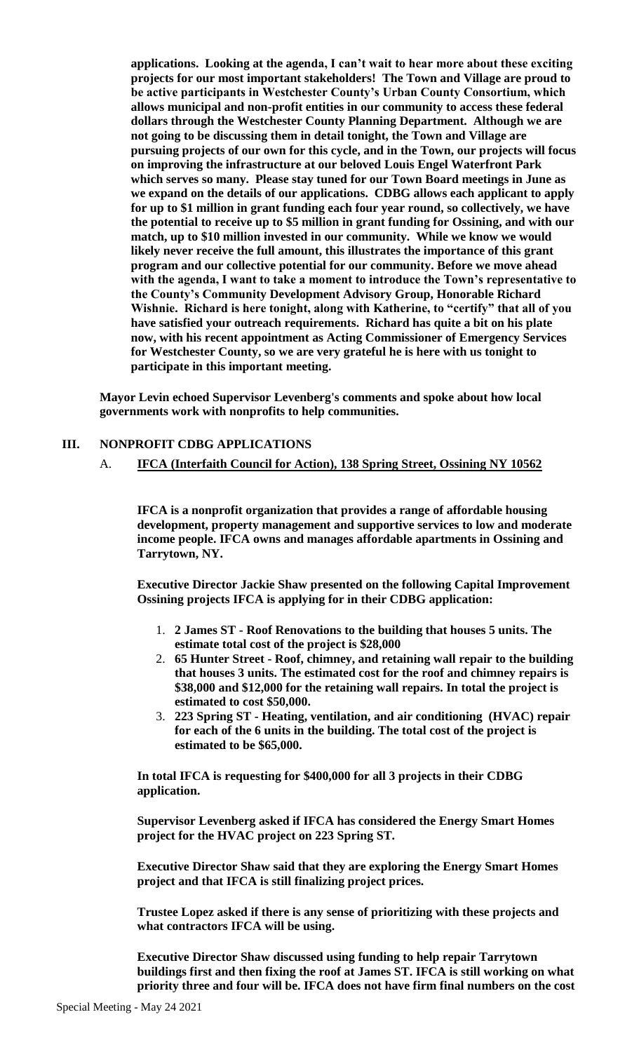**applications. Looking at the agenda, I can't wait to hear more about these exciting projects for our most important stakeholders! The Town and Village are proud to be active participants in Westchester County's Urban County Consortium, which allows municipal and non-profit entities in our community to access these federal dollars through the Westchester County Planning Department. Although we are not going to be discussing them in detail tonight, the Town and Village are pursuing projects of our own for this cycle, and in the Town, our projects will focus on improving the infrastructure at our beloved Louis Engel Waterfront Park which serves so many. Please stay tuned for our Town Board meetings in June as we expand on the details of our applications. CDBG allows each applicant to apply for up to $1 million in grant funding each four year round, so collectively, we have the potential to receive up to $5 million in grant funding for Ossining, and with our match, up to $10 million invested in our community. While we know we would likely never receive the full amount, this illustrates the importance of this grant program and our collective potential for our community. Before we move ahead with the agenda, I want to take a moment to introduce the Town's representative to the County's Community Development Advisory Group, Honorable Richard Wishnie. Richard is here tonight, along with Katherine, to "certify" that all of you have satisfied your outreach requirements. Richard has quite a bit on his plate now, with his recent appointment as Acting Commissioner of Emergency Services for Westchester County, so we are very grateful he is here with us tonight to participate in this important meeting.**

**Mayor Levin echoed Supervisor Levenberg's comments and spoke about how local governments work with nonprofits to help communities.**

## III. NONPROFIT CDBG APPLICATIONS

A. **IFCA (Interfaith Council for Action), 138 Spring Street, Ossining NY 10562**

**IFCA is a nonprofit organization that provides a range of affordable housing development, property management and supportive services to low and moderate income people. IFCA owns and manages affordable apartments in Ossining and Tarrytown, NY.**

**Executive Director Jackie Shaw presented on the following Capital Improvement Ossining projects IFCA is applying for in their CDBG application:**

1. **2 James ST - Roof Renovations to the building that houses 5 units. The estimate total cost of the project is $28,000**
2. **65 Hunter Street - Roof, chimney, and retaining wall repair to the building that houses 3 units. The estimated cost for the roof and chimney repairs is $38,000 and $12,000 for the retaining wall repairs. In total the project is estimated to cost $50,000.**
3. **223 Spring ST - Heating, ventilation, and air conditioning (HVAC) repair for each of the 6 units in the building. The total cost of the project is estimated to be $65,000.**

**In total IFCA is requesting for $400,000 for all 3 projects in their CDBG application.**

**Supervisor Levenberg asked if IFCA has considered the Energy Smart Homes project for the HVAC project on 223 Spring ST.**

**Executive Director Shaw said that they are exploring the Energy Smart Homes project and that IFCA is still finalizing project prices.**

**Trustee Lopez asked if there is any sense of prioritizing with these projects and what contractors IFCA will be using.**

**Executive Director Shaw discussed using funding to help repair Tarrytown buildings first and then fixing the roof at James ST. IFCA is still working on what priority three and four will be. IFCA does not have firm final numbers on the cost**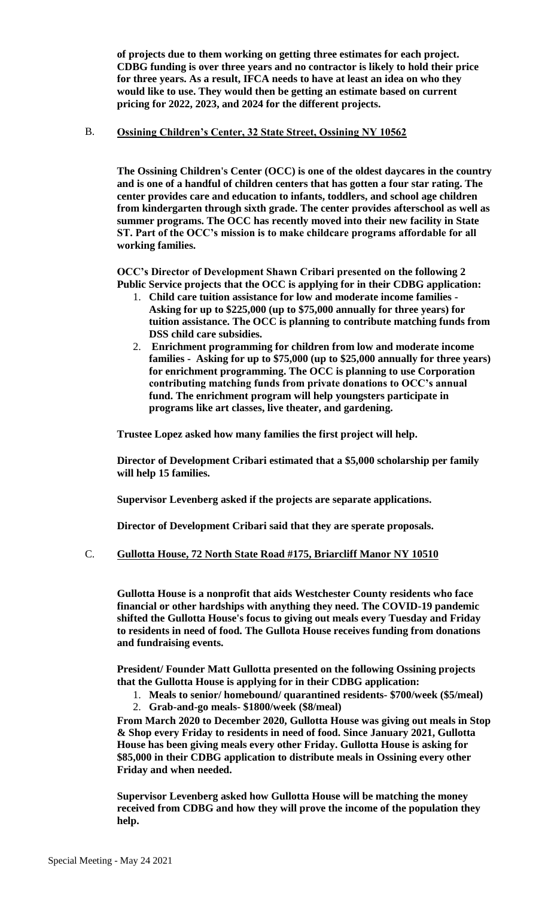**of projects due to them working on getting three estimates for each project. CDBG funding is over three years and no contractor is likely to hold their price for three years. As a result, IFCA needs to have at least an idea on who they would like to use. They would then be getting an estimate based on current pricing for 2022, 2023, and 2024 for the different projects.**

B. **Ossining Children's Center, 32 State Street, Ossining NY 10562**

**The Ossining Children's Center (OCC) is one of the oldest daycares in the country and is one of a handful of children centers that has gotten a four star rating. The center provides care and education to infants, toddlers, and school age children from kindergarten through sixth grade. The center provides afterschool as well as summer programs. The OCC has recently moved into their new facility in State ST. Part of the OCC's mission is to make childcare programs affordable for all working families.**

**OCC's Director of Development Shawn Cribari presented on the following 2 Public Service projects that the OCC is applying for in their CDBG application:**

1. **Child care tuition assistance for low and moderate income families - Asking for up to $225,000 (up to $75,000 annually for three years) for tuition assistance. The OCC is planning to contribute matching funds from DSS child care subsidies.**
2. **Enrichment programming for children from low and moderate income families - Asking for up to $75,000 (up to $25,000 annually for three years) for enrichment programming. The OCC is planning to use Corporation contributing matching funds from private donations to OCC's annual fund. The enrichment program will help youngsters participate in programs like art classes, live theater, and gardening.**

**Trustee Lopez asked how many families the first project will help.**

**Director of Development Cribari estimated that a $5,000 scholarship per family will help 15 families.**

**Supervisor Levenberg asked if the projects are separate applications.**

**Director of Development Cribari said that they are sperate proposals.**

C. **Gullotta House, 72 North State Road #175, Briarcliff Manor NY 10510**

**Gullotta House is a nonprofit that aids Westchester County residents who face financial or other hardships with anything they need. The COVID-19 pandemic shifted the Gullotta House's focus to giving out meals every Tuesday and Friday to residents in need of food. The Gullota House receives funding from donations and fundraising events.**

**President/ Founder Matt Gullotta presented on the following Ossining projects that the Gullotta House is applying for in their CDBG application:**

1. **Meals to senior/ homebound/ quarantined residents- $700/week ($5/meal)**
2. **Grab-and-go meals- $1800/week ($8/meal)**

**From March 2020 to December 2020, Gullotta House was giving out meals in Stop & Shop every Friday to residents in need of food. Since January 2021, Gullotta House has been giving meals every other Friday. Gullotta House is asking for $85,000 in their CDBG application to distribute meals in Ossining every other Friday and when needed.**

**Supervisor Levenberg asked how Gullotta House will be matching the money received from CDBG and how they will prove the income of the population they help.**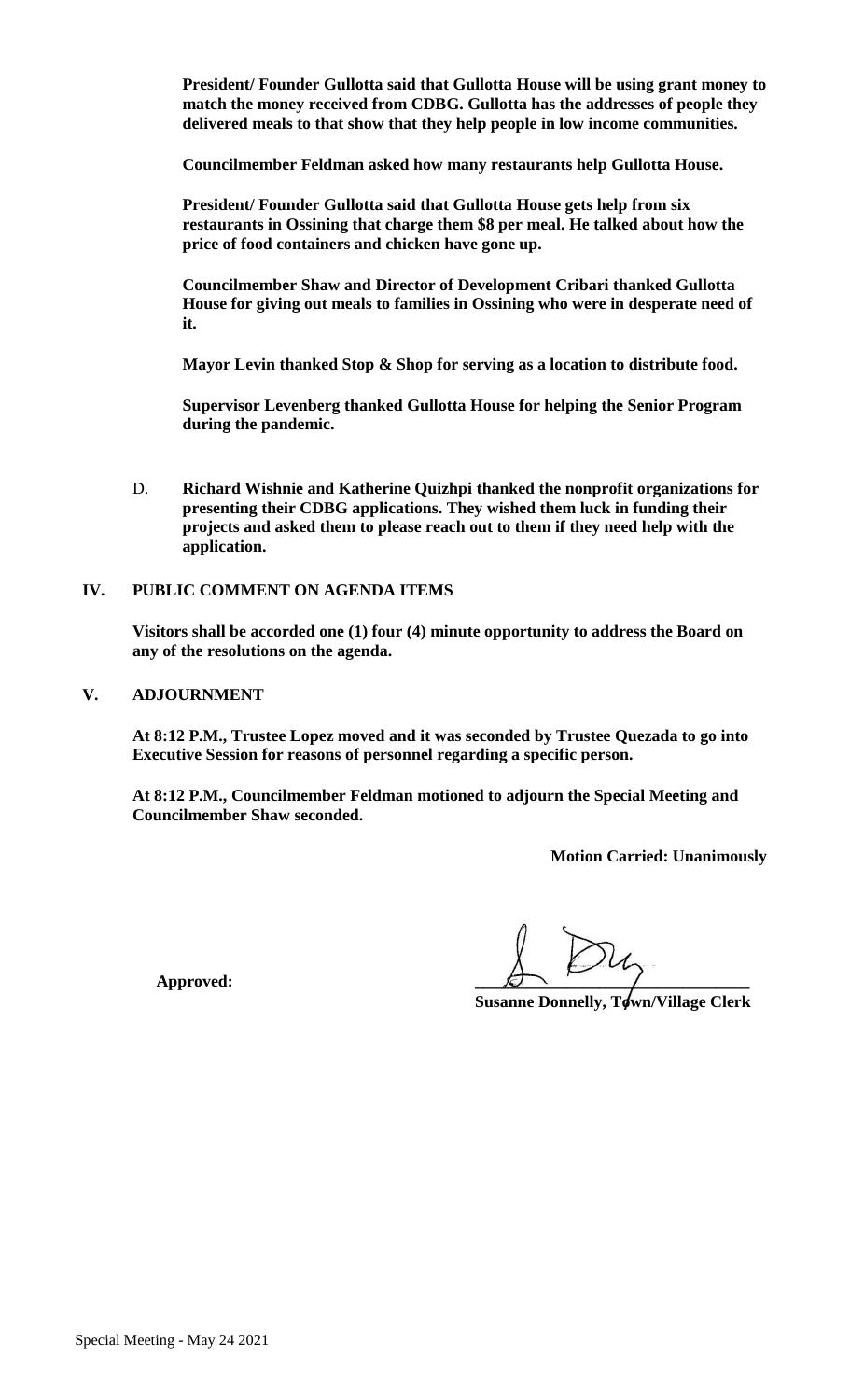**President/ Founder Gullotta said that Gullotta House will be using grant money to match the money received from CDBG. Gullotta has the addresses of people they delivered meals to that show that they help people in low income communities.**

**Councilmember Feldman asked how many restaurants help Gullotta House.**

**President/ Founder Gullotta said that Gullotta House gets help from six restaurants in Ossining that charge them $8 per meal. He talked about how the price of food containers and chicken have gone up.**

**Councilmember Shaw and Director of Development Cribari thanked Gullotta House for giving out meals to families in Ossining who were in desperate need of it.**

**Mayor Levin thanked Stop & Shop for serving as a location to distribute food.**

**Supervisor Levenberg thanked Gullotta House for helping the Senior Program during the pandemic.**

D. **Richard Wishnie and Katherine Quizhpi thanked the nonprofit organizations for presenting their CDBG applications. They wished them luck in funding their projects and asked them to please reach out to them if they need help with the application.**

## IV. PUBLIC COMMENT ON AGENDA ITEMS

**Visitors shall be accorded one (1) four (4) minute opportunity to address the Board on any of the resolutions on the agenda.**

## V. ADJOURNMENT

**At 8:12 P.M., Trustee Lopez moved and it was seconded by Trustee Quezada to go into Executive Session for reasons of personnel regarding a specific person.**

**At 8:12 P.M., Councilmember Feldman motioned to adjourn the Special Meeting and Councilmember Shaw seconded.**

**Motion Carried: Unanimously**

**Approved:** ________________________________

**Susanne Donnelly, Town/Village Clerk**